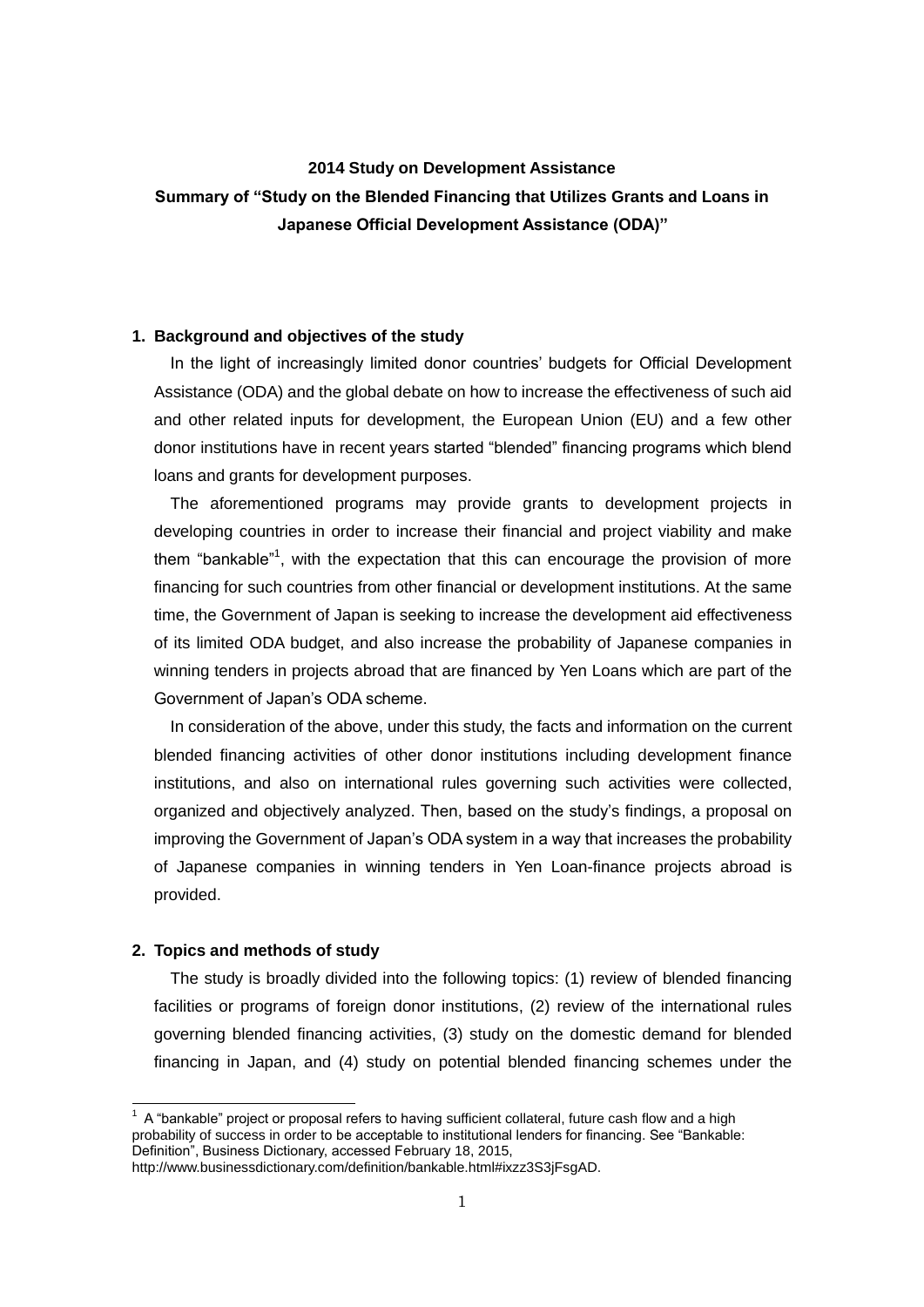**2014 Study on Development Assistance**

**Summary of "Study on the Blended Financing that Utilizes Grants and Loans in Japanese Official Development Assistance (ODA)"**

## 1. Background and objectives of the study

In the light of increasingly limited donor countries' budgets for Official Development Assistance (ODA) and the global debate on how to increase the effectiveness of such aid and other related inputs for development, the European Union (EU) and a few other donor institutions have in recent years started "blended" financing programs which blend loans and grants for development purposes.

The aforementioned programs may provide grants to development projects in developing countries in order to increase their financial and project viability and make them "bankable"[1], with the expectation that this can encourage the provision of more financing for such countries from other financial or development institutions. At the same time, the Government of Japan is seeking to increase the development aid effectiveness of its limited ODA budget, and also increase the probability of Japanese companies in winning tenders in projects abroad that are financed by Yen Loans which are part of the Government of Japan's ODA scheme.

In consideration of the above, under this study, the facts and information on the current blended financing activities of other donor institutions including development finance institutions, and also on international rules governing such activities were collected, organized and objectively analyzed. Then, based on the study's findings, a proposal on improving the Government of Japan's ODA system in a way that increases the probability of Japanese companies in winning tenders in Yen Loan-finance projects abroad is provided.

## 2. Topics and methods of study

The study is broadly divided into the following topics: (1) review of blended financing facilities or programs of foreign donor institutions, (2) review of the international rules governing blended financing activities, (3) study on the domestic demand for blended financing in Japan, and (4) study on potential blended financing schemes under the

---

[1] A "bankable" project or proposal refers to having sufficient collateral, future cash flow and a high probability of success in order to be acceptable to institutional lenders for financing. See "Bankable: Definition", Business Dictionary, accessed February 18, 2015, http://www.businessdictionary.com/definition/bankable.html#ixzz3S3jFsgAD.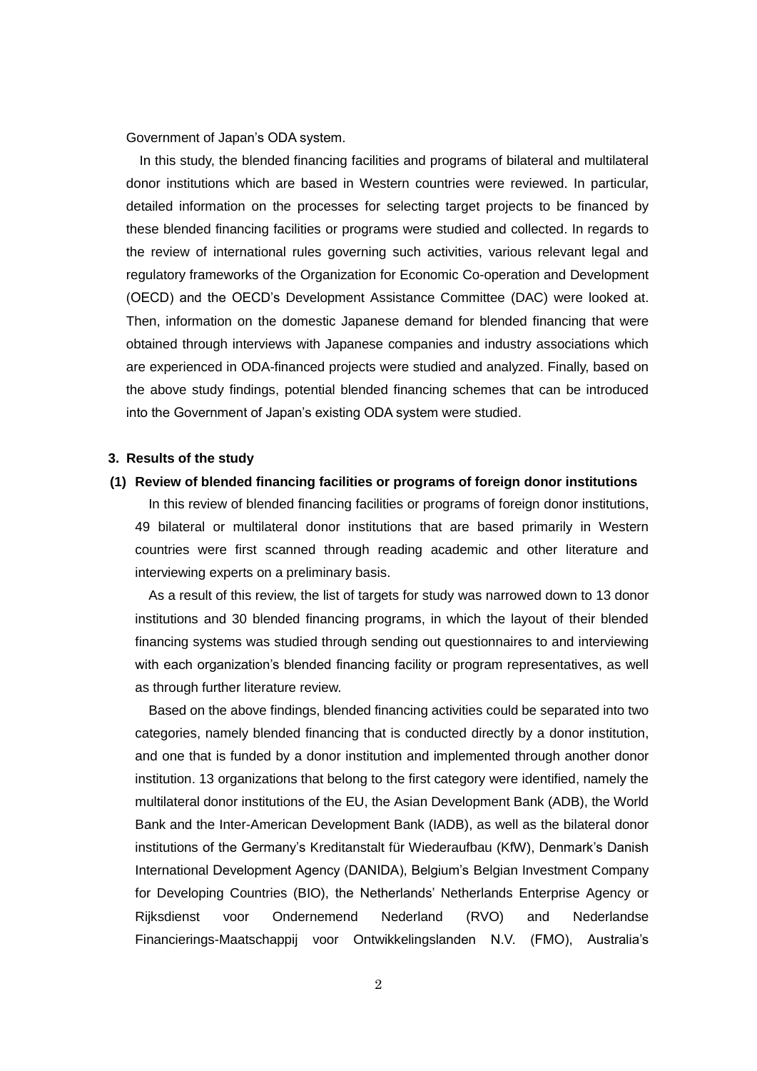Government of Japan's ODA system.

In this study, the blended financing facilities and programs of bilateral and multilateral donor institutions which are based in Western countries were reviewed. In particular, detailed information on the processes for selecting target projects to be financed by these blended financing facilities or programs were studied and collected. In regards to the review of international rules governing such activities, various relevant legal and regulatory frameworks of the Organization for Economic Co-operation and Development (OECD) and the OECD's Development Assistance Committee (DAC) were looked at. Then, information on the domestic Japanese demand for blended financing that were obtained through interviews with Japanese companies and industry associations which are experienced in ODA-financed projects were studied and analyzed. Finally, based on the above study findings, potential blended financing schemes that can be introduced into the Government of Japan's existing ODA system were studied.

### 3. Results of the study

#### (1) Review of blended financing facilities or programs of foreign donor institutions

In this review of blended financing facilities or programs of foreign donor institutions, 49 bilateral or multilateral donor institutions that are based primarily in Western countries were first scanned through reading academic and other literature and interviewing experts on a preliminary basis.

As a result of this review, the list of targets for study was narrowed down to 13 donor institutions and 30 blended financing programs, in which the layout of their blended financing systems was studied through sending out questionnaires to and interviewing with each organization's blended financing facility or program representatives, as well as through further literature review.

Based on the above findings, blended financing activities could be separated into two categories, namely blended financing that is conducted directly by a donor institution, and one that is funded by a donor institution and implemented through another donor institution. 13 organizations that belong to the first category were identified, namely the multilateral donor institutions of the EU, the Asian Development Bank (ADB), the World Bank and the Inter-American Development Bank (IADB), as well as the bilateral donor institutions of the Germany's Kreditanstalt für Wiederaufbau (KfW), Denmark's Danish International Development Agency (DANIDA), Belgium's Belgian Investment Company for Developing Countries (BIO), the Netherlands' Netherlands Enterprise Agency or Rijksdienst voor Ondernemend Nederland (RVO) and Nederlandse Financierings-Maatschappij voor Ontwikkelingslanden N.V. (FMO), Australia's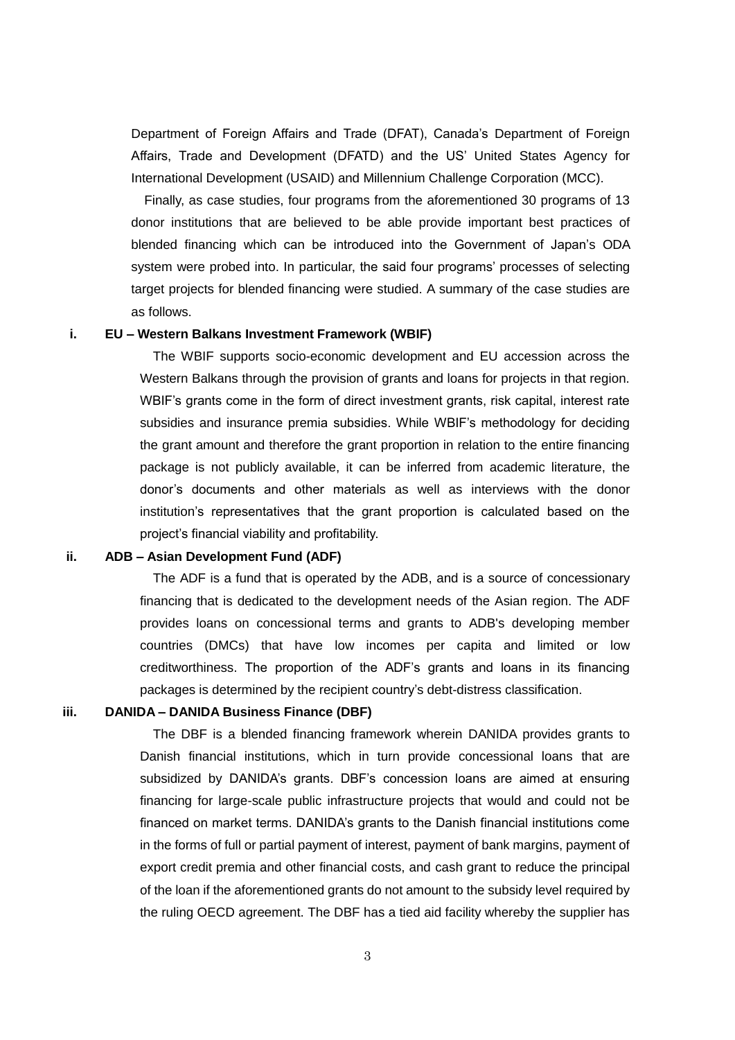Department of Foreign Affairs and Trade (DFAT), Canada's Department of Foreign Affairs, Trade and Development (DFATD) and the US' United States Agency for International Development (USAID) and Millennium Challenge Corporation (MCC).

Finally, as case studies, four programs from the aforementioned 30 programs of 13 donor institutions that are believed to be able provide important best practices of blended financing which can be introduced into the Government of Japan's ODA system were probed into. In particular, the said four programs' processes of selecting target projects for blended financing were studied. A summary of the case studies are as follows.

**i. EU – Western Balkans Investment Framework (WBIF)**

The WBIF supports socio-economic development and EU accession across the Western Balkans through the provision of grants and loans for projects in that region. WBIF's grants come in the form of direct investment grants, risk capital, interest rate subsidies and insurance premia subsidies. While WBIF's methodology for deciding the grant amount and therefore the grant proportion in relation to the entire financing package is not publicly available, it can be inferred from academic literature, the donor's documents and other materials as well as interviews with the donor institution's representatives that the grant proportion is calculated based on the project's financial viability and profitability.

**ii. ADB – Asian Development Fund (ADF)**

The ADF is a fund that is operated by the ADB, and is a source of concessionary financing that is dedicated to the development needs of the Asian region. The ADF provides loans on concessional terms and grants to ADB's developing member countries (DMCs) that have low incomes per capita and limited or low creditworthiness. The proportion of the ADF's grants and loans in its financing packages is determined by the recipient country's debt-distress classification.

**iii. DANIDA – DANIDA Business Finance (DBF)**

The DBF is a blended financing framework wherein DANIDA provides grants to Danish financial institutions, which in turn provide concessional loans that are subsidized by DANIDA's grants. DBF's concession loans are aimed at ensuring financing for large-scale public infrastructure projects that would and could not be financed on market terms. DANIDA's grants to the Danish financial institutions come in the forms of full or partial payment of interest, payment of bank margins, payment of export credit premia and other financial costs, and cash grant to reduce the principal of the loan if the aforementioned grants do not amount to the subsidy level required by the ruling OECD agreement. The DBF has a tied aid facility whereby the supplier has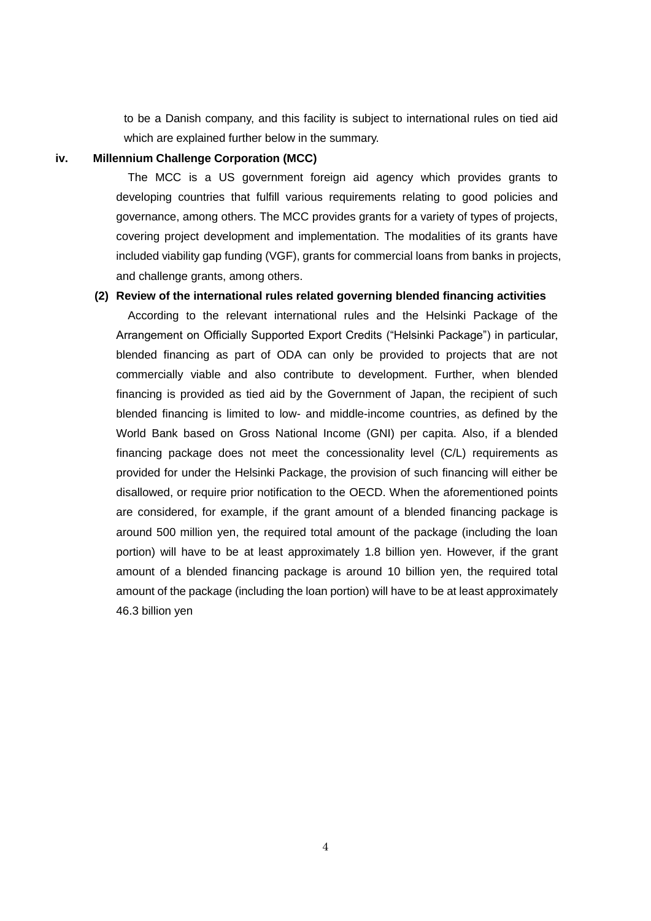to be a Danish company, and this facility is subject to international rules on tied aid which are explained further below in the summary.

**iv. Millennium Challenge Corporation (MCC)**

The MCC is a US government foreign aid agency which provides grants to developing countries that fulfill various requirements relating to good policies and governance, among others. The MCC provides grants for a variety of types of projects, covering project development and implementation. The modalities of its grants have included viability gap funding (VGF), grants for commercial loans from banks in projects, and challenge grants, among others.

**(2) Review of the international rules related governing blended financing activities**

According to the relevant international rules and the Helsinki Package of the Arrangement on Officially Supported Export Credits ("Helsinki Package") in particular, blended financing as part of ODA can only be provided to projects that are not commercially viable and also contribute to development. Further, when blended financing is provided as tied aid by the Government of Japan, the recipient of such blended financing is limited to low- and middle-income countries, as defined by the World Bank based on Gross National Income (GNI) per capita. Also, if a blended financing package does not meet the concessionality level (C/L) requirements as provided for under the Helsinki Package, the provision of such financing will either be disallowed, or require prior notification to the OECD. When the aforementioned points are considered, for example, if the grant amount of a blended financing package is around 500 million yen, the required total amount of the package (including the loan portion) will have to be at least approximately 1.8 billion yen. However, if the grant amount of a blended financing package is around 10 billion yen, the required total amount of the package (including the loan portion) will have to be at least approximately 46.3 billion yen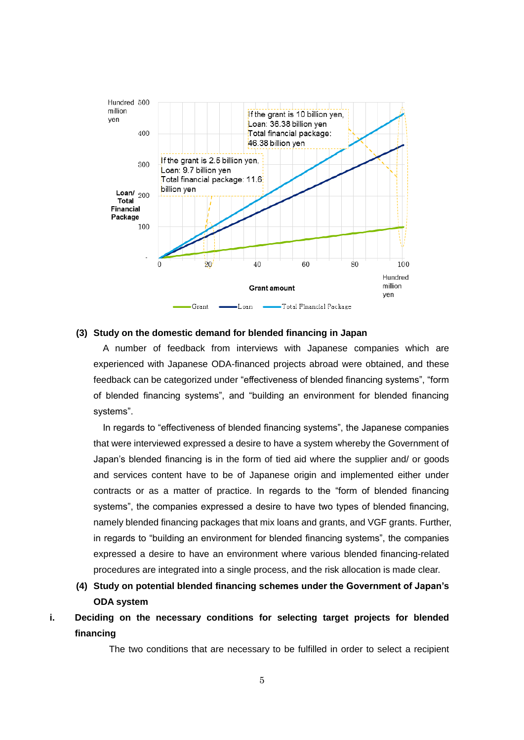Hundred million yen

Loan/ Total Financial Package

If the grant is 10 billion yen,
Loan: 36.38 billion yen
Total financial package: 46.38 billion yen

If the grant is 2.5 billion yen,
Loan: 9.7 billion yen
Total financial package: 11.6 billion yen

Grant amount (Hundred million yen)

Grant — Loan — Total Financial Package

### (3) Study on the domestic demand for blended financing in Japan

A number of feedback from interviews with Japanese companies which are experienced with Japanese ODA-financed projects abroad were obtained, and these feedback can be categorized under “effectiveness of blended financing systems”, “form of blended financing systems”, and “building an environment for blended financing systems”.

In regards to “effectiveness of blended financing systems”, the Japanese companies that were interviewed expressed a desire to have a system whereby the Government of Japan’s blended financing is in the form of tied aid where the supplier and/ or goods and services content have to be of Japanese origin and implemented either under contracts or as a matter of practice. In regards to the “form of blended financing systems”, the companies expressed a desire to have two types of blended financing, namely blended financing packages that mix loans and grants, and VGF grants. Further, in regards to “building an environment for blended financing systems”, the companies expressed a desire to have an environment where various blended financing-related procedures are integrated into a single process, and the risk allocation is made clear.

### (4) Study on potential blended financing schemes under the Government of Japan’s ODA system

#### i. Deciding on the necessary conditions for selecting target projects for blended financing

The two conditions that are necessary to be fulfilled in order to select a recipient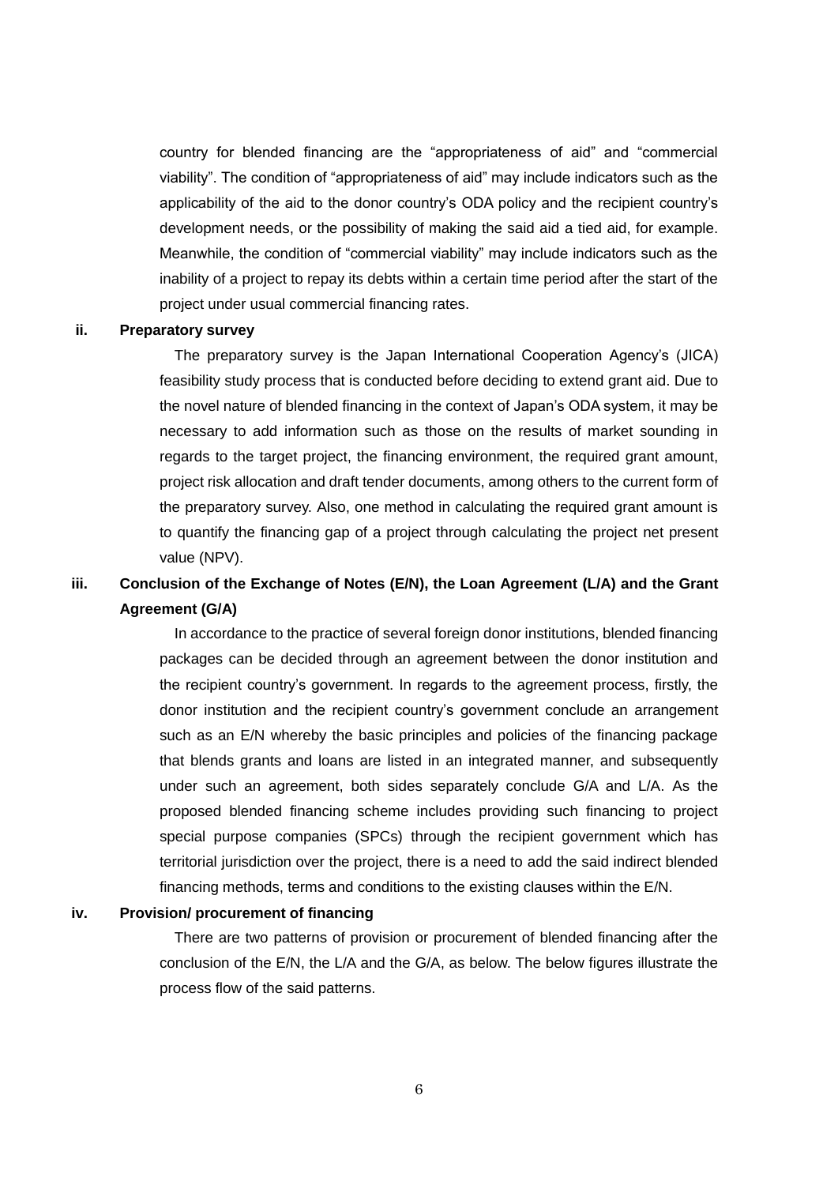country for blended financing are the "appropriateness of aid" and "commercial viability". The condition of "appropriateness of aid" may include indicators such as the applicability of the aid to the donor country's ODA policy and the recipient country's development needs, or the possibility of making the said aid a tied aid, for example. Meanwhile, the condition of "commercial viability" may include indicators such as the inability of a project to repay its debts within a certain time period after the start of the project under usual commercial financing rates.

**ii. Preparatory survey**

The preparatory survey is the Japan International Cooperation Agency's (JICA) feasibility study process that is conducted before deciding to extend grant aid. Due to the novel nature of blended financing in the context of Japan's ODA system, it may be necessary to add information such as those on the results of market sounding in regards to the target project, the financing environment, the required grant amount, project risk allocation and draft tender documents, among others to the current form of the preparatory survey. Also, one method in calculating the required grant amount is to quantify the financing gap of a project through calculating the project net present value (NPV).

**iii. Conclusion of the Exchange of Notes (E/N), the Loan Agreement (L/A) and the Grant Agreement (G/A)**

In accordance to the practice of several foreign donor institutions, blended financing packages can be decided through an agreement between the donor institution and the recipient country's government. In regards to the agreement process, firstly, the donor institution and the recipient country's government conclude an arrangement such as an E/N whereby the basic principles and policies of the financing package that blends grants and loans are listed in an integrated manner, and subsequently under such an agreement, both sides separately conclude G/A and L/A. As the proposed blended financing scheme includes providing such financing to project special purpose companies (SPCs) through the recipient government which has territorial jurisdiction over the project, there is a need to add the said indirect blended financing methods, terms and conditions to the existing clauses within the E/N.

**iv. Provision/ procurement of financing**

There are two patterns of provision or procurement of blended financing after the conclusion of the E/N, the L/A and the G/A, as below. The below figures illustrate the process flow of the said patterns.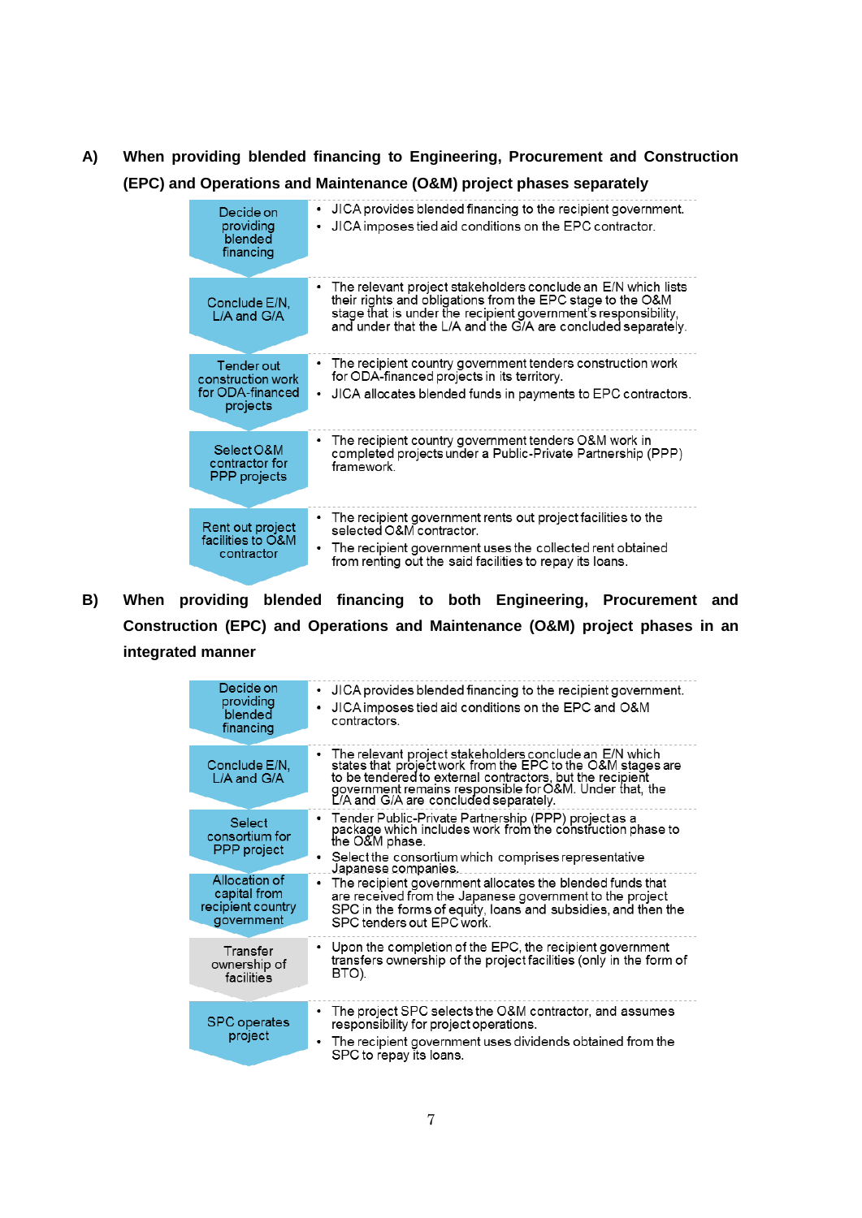**A) When providing blended financing to Engineering, Procurement and Construction (EPC) and Operations and Maintenance (O&M) project phases separately**

| Step | Description |
|---|---|
| Decide on providing blended financing | • JICA provides blended financing to the recipient government.<br>• JICA imposes tied aid conditions on the EPC contractor. |
| Conclude E/N, L/A and G/A | • The relevant project stakeholders conclude an E/N which lists their rights and obligations from the EPC stage to the O&M stage that is under the recipient government's responsibility, and under that the L/A and the G/A are concluded separately. |
| Tender out construction work for ODA-financed projects | • The recipient country government tenders construction work for ODA-financed projects in its territory.<br>• JICA allocates blended funds in payments to EPC contractors. |
| Select O&M contractor for PPP projects | • The recipient country government tenders O&M work in completed projects under a Public-Private Partnership (PPP) framework. |
| Rent out project facilities to O&M contractor | • The recipient government rents out project facilities to the selected O&M contractor.<br>• The recipient government uses the collected rent obtained from renting out the said facilities to repay its loans. |

**B) When providing blended financing to both Engineering, Procurement and Construction (EPC) and Operations and Maintenance (O&M) project phases in an integrated manner**

| Step | Description |
|---|---|
| Decide on providing blended financing | • JICA provides blended financing to the recipient government.<br>• JICA imposes tied aid conditions on the EPC and O&M contractors. |
| Conclude E/N, L/A and G/A | • The relevant project stakeholders conclude an E/N which states that project work from the EPC to the O&M stages are to be tendered to external contractors, but the recipient government remains responsible for O&M. Under that, the L/A and G/A are concluded separately. |
| Select consortium for PPP project | • Tender Public-Private Partnership (PPP) project as a package which includes work from the construction phase to the O&M phase.<br>• Select the consortium which comprises representative Japanese companies. |
| Allocation of capital from recipient country government | • The recipient government allocates the blended funds that are received from the Japanese government to the project SPC in the forms of equity, loans and subsidies, and then the SPC tenders out EPC work. |
| Transfer ownership of facilities | • Upon the completion of the EPC, the recipient government transfers ownership of the project facilities (only in the form of BTO). |
| SPC operates project | • The project SPC selects the O&M contractor, and assumes responsibility for project operations.<br>• The recipient government uses dividends obtained from the SPC to repay its loans. |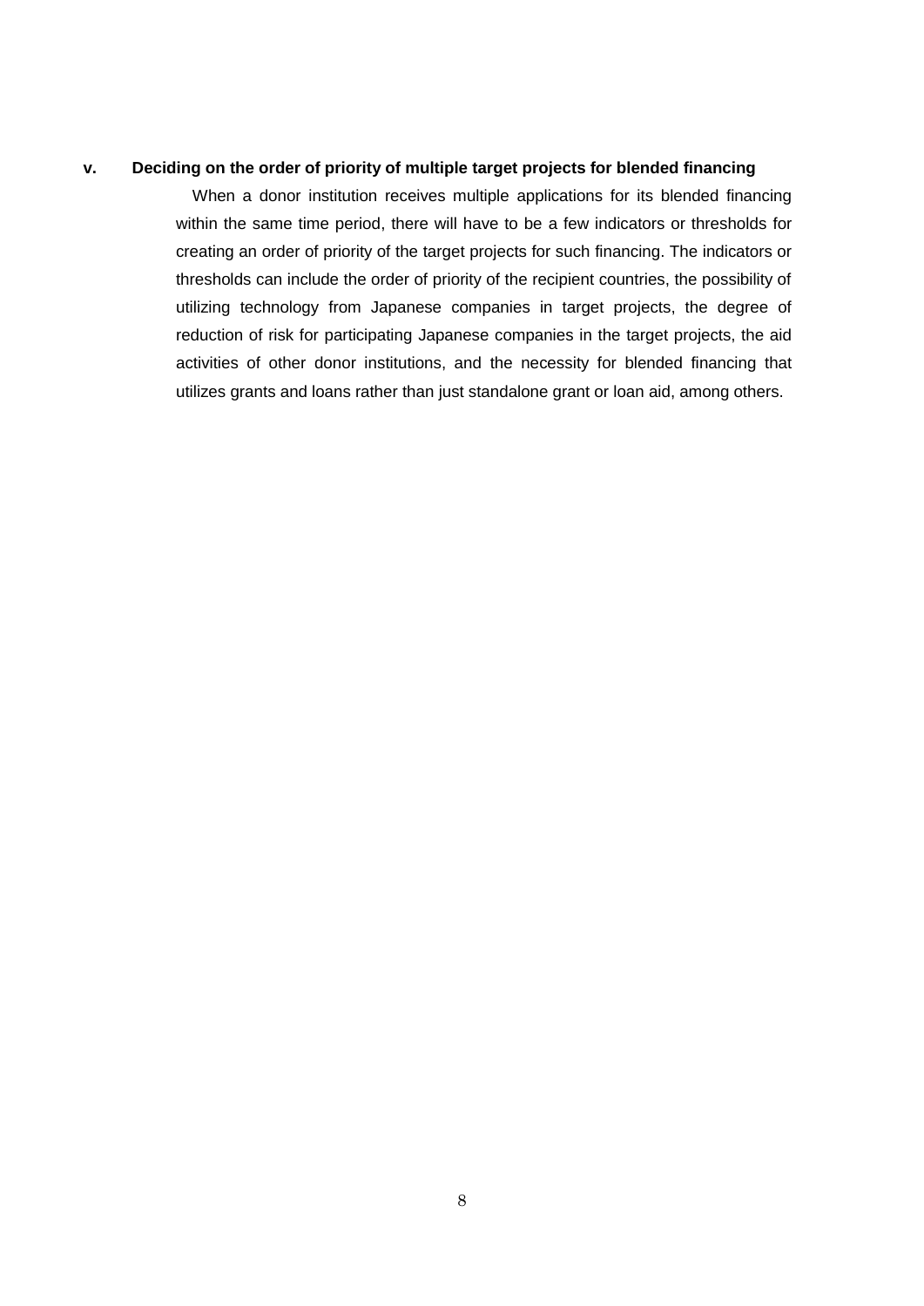### v. Deciding on the order of priority of multiple target projects for blended financing

When a donor institution receives multiple applications for its blended financing within the same time period, there will have to be a few indicators or thresholds for creating an order of priority of the target projects for such financing. The indicators or thresholds can include the order of priority of the recipient countries, the possibility of utilizing technology from Japanese companies in target projects, the degree of reduction of risk for participating Japanese companies in the target projects, the aid activities of other donor institutions, and the necessity for blended financing that utilizes grants and loans rather than just standalone grant or loan aid, among others.